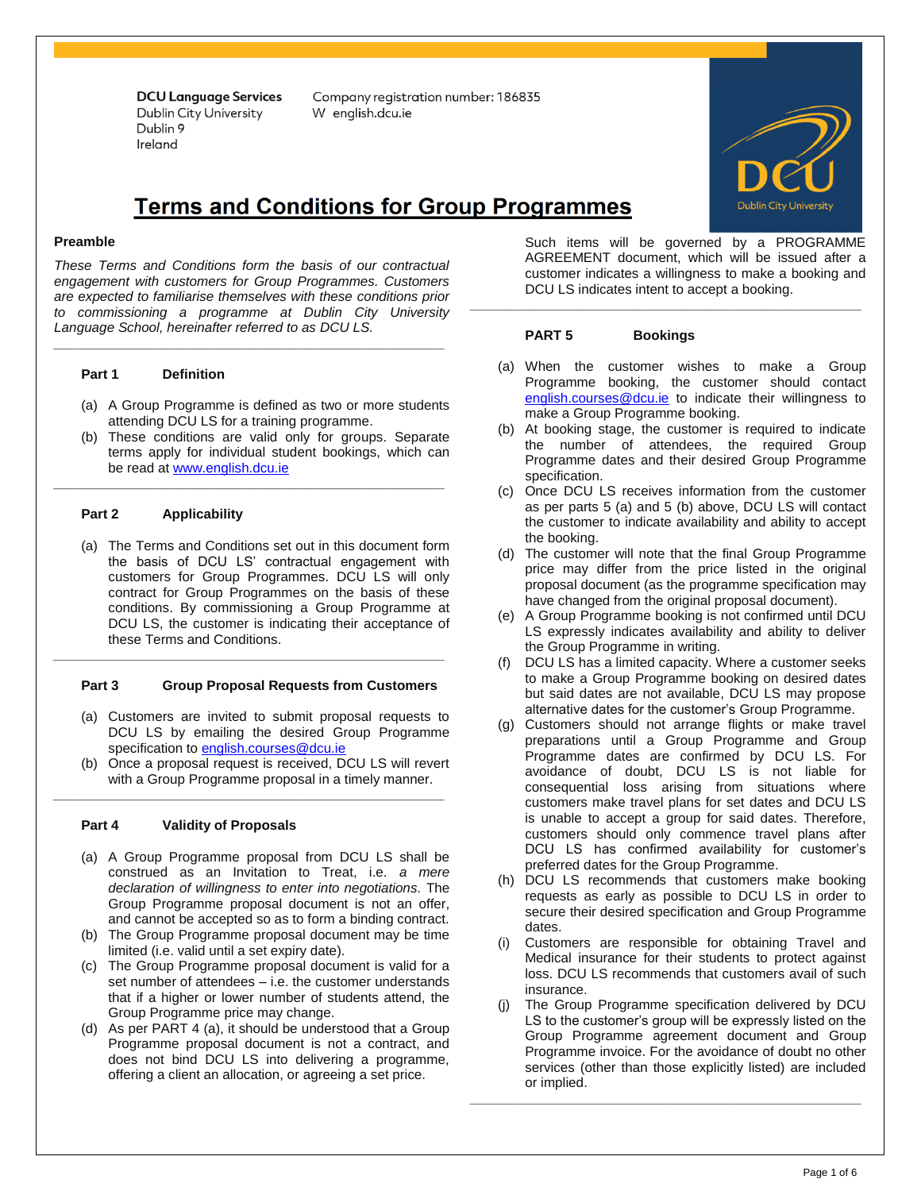**DCU Language Services**
Dublin City University
Dublin 9
Ireland

Company registration number: 186835
W english.dcu.ie

# Terms and Conditions for Group Programmes

### Preamble

*These Terms and Conditions form the basis of our contractual engagement with customers for Group Programmes. Customers are expected to familiarise themselves with these conditions prior to commissioning a programme at Dublin City University Language School, hereinafter referred to as DCU LS.*

---

### Part 1 Definition

(a) A Group Programme is defined as two or more students attending DCU LS for a training programme.
(b) These conditions are valid only for groups. Separate terms apply for individual student bookings, which can be read at [www.english.dcu.ie](www.english.dcu.ie)

---

### Part 2 Applicability

(a) The Terms and Conditions set out in this document form the basis of DCU LS' contractual engagement with customers for Group Programmes. DCU LS will only contract for Group Programmes on the basis of these conditions. By commissioning a Group Programme at DCU LS, the customer is indicating their acceptance of these Terms and Conditions.

---

### Part 3 Group Proposal Requests from Customers

(a) Customers are invited to submit proposal requests to DCU LS by emailing the desired Group Programme specification to [english.courses@dcu.ie](mailto:english.courses@dcu.ie)
(b) Once a proposal request is received, DCU LS will revert with a Group Programme proposal in a timely manner.

---

### Part 4 Validity of Proposals

(a) A Group Programme proposal from DCU LS shall be construed as an Invitation to Treat, i.e. *a mere declaration of willingness to enter into negotiations.* The Group Programme proposal document is not an offer, and cannot be accepted so as to form a binding contract.
(b) The Group Programme proposal document may be time limited (i.e. valid until a set expiry date).
(c) The Group Programme proposal document is valid for a set number of attendees – i.e. the customer understands that if a higher or lower number of students attend, the Group Programme price may change.
(d) As per PART 4 (a), it should be understood that a Group Programme proposal document is not a contract, and does not bind DCU LS into delivering a programme, offering a client an allocation, or agreeing a set price.

Such items will be governed by a PROGRAMME AGREEMENT document, which will be issued after a customer indicates a willingness to make a booking and DCU LS indicates intent to accept a booking.

---

### PART 5 Bookings

(a) When the customer wishes to make a Group Programme booking, the customer should contact [english.courses@dcu.ie](mailto:english.courses@dcu.ie) to indicate their willingness to make a Group Programme booking.
(b) At booking stage, the customer is required to indicate the number of attendees, the required Group Programme dates and their desired Group Programme specification.
(c) Once DCU LS receives information from the customer as per parts 5 (a) and 5 (b) above, DCU LS will contact the customer to indicate availability and ability to accept the booking.
(d) The customer will note that the final Group Programme price may differ from the price listed in the original proposal document (as the programme specification may have changed from the original proposal document).
(e) A Group Programme booking is not confirmed until DCU LS expressly indicates availability and ability to deliver the Group Programme in writing.
(f) DCU LS has a limited capacity. Where a customer seeks to make a Group Programme booking on desired dates but said dates are not available, DCU LS may propose alternative dates for the customer's Group Programme.
(g) Customers should not arrange flights or make travel preparations until a Group Programme and Group Programme dates are confirmed by DCU LS. For avoidance of doubt, DCU LS is not liable for consequential loss arising from situations where customers make travel plans for set dates and DCU LS is unable to accept a group for said dates. Therefore, customers should only commence travel plans after DCU LS has confirmed availability for customer's preferred dates for the Group Programme.
(h) DCU LS recommends that customers make booking requests as early as possible to DCU LS in order to secure their desired specification and Group Programme dates.
(i) Customers are responsible for obtaining Travel and Medical insurance for their students to protect against loss. DCU LS recommends that customers avail of such insurance.
(j) The Group Programme specification delivered by DCU LS to the customer's group will be expressly listed on the Group Programme agreement document and Group Programme invoice. For the avoidance of doubt no other services (other than those explicitly listed) are included or implied.

---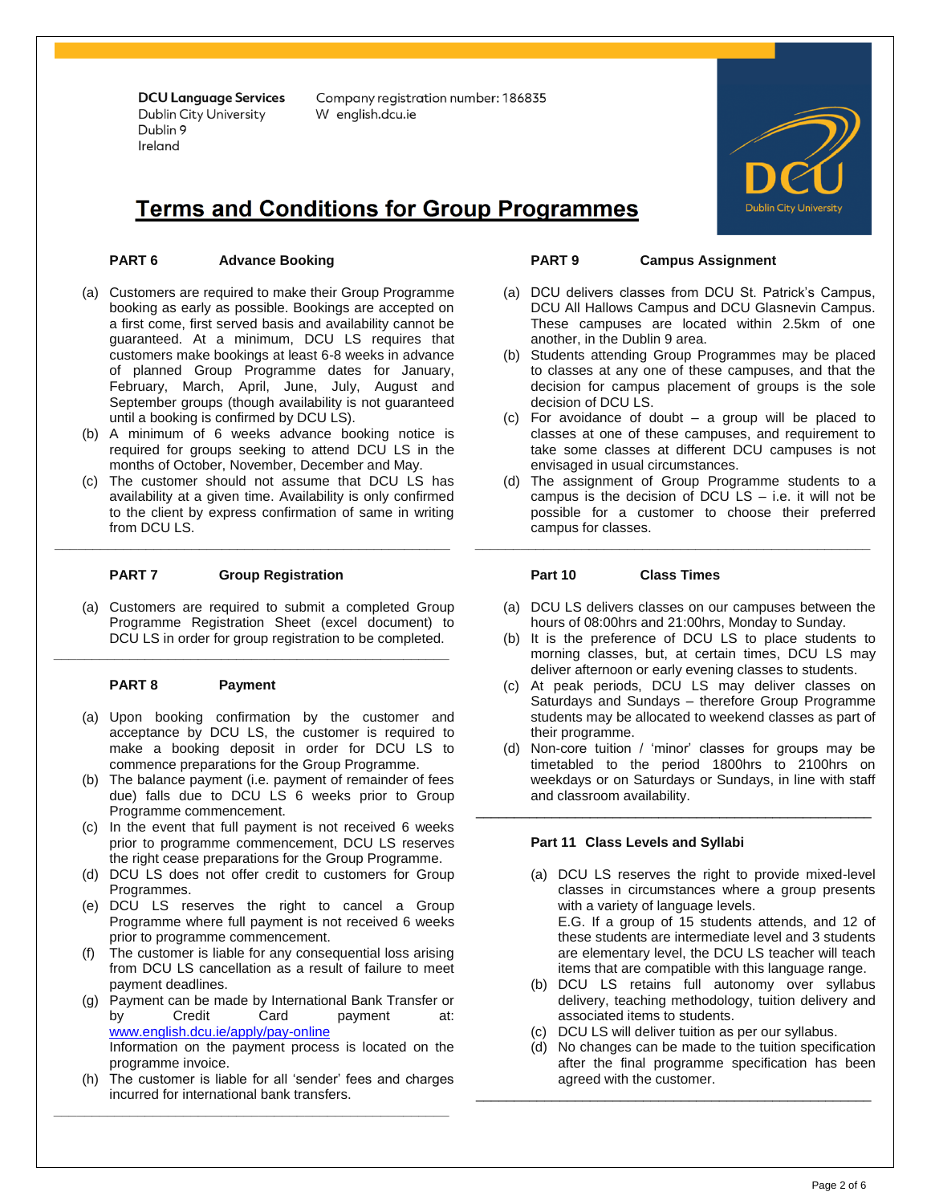**DCU Language Services**
Dublin City University
Dublin 9
Ireland

Company registration number: 186835
W english.dcu.ie

# Terms and Conditions for Group Programmes

## PART 6 Advance Booking

(a) Customers are required to make their Group Programme booking as early as possible. Bookings are accepted on a first come, first served basis and availability cannot be guaranteed. At a minimum, DCU LS requires that customers make bookings at least 6-8 weeks in advance of planned Group Programme dates for January, February, March, April, June, July, August and September groups (though availability is not guaranteed until a booking is confirmed by DCU LS).

(b) A minimum of 6 weeks advance booking notice is required for groups seeking to attend DCU LS in the months of October, November, December and May.

(c) The customer should not assume that DCU LS has availability at a given time. Availability is only confirmed to the client by express confirmation of same in writing from DCU LS.

## PART 7 Group Registration

(a) Customers are required to submit a completed Group Programme Registration Sheet (excel document) to DCU LS in order for group registration to be completed.

## PART 8 Payment

(a) Upon booking confirmation by the customer and acceptance by DCU LS, the customer is required to make a booking deposit in order for DCU LS to commence preparations for the Group Programme.

(b) The balance payment (i.e. payment of remainder of fees due) falls due to DCU LS 6 weeks prior to Group Programme commencement.

(c) In the event that full payment is not received 6 weeks prior to programme commencement, DCU LS reserves the right cease preparations for the Group Programme.

(d) DCU LS does not offer credit to customers for Group Programmes.

(e) DCU LS reserves the right to cancel a Group Programme where full payment is not received 6 weeks prior to programme commencement.

(f) The customer is liable for any consequential loss arising from DCU LS cancellation as a result of failure to meet payment deadlines.

(g) Payment can be made by International Bank Transfer or by Credit Card payment at: www.english.dcu.ie/apply/pay-online
Information on the payment process is located on the programme invoice.

(h) The customer is liable for all 'sender' fees and charges incurred for international bank transfers.

## PART 9 Campus Assignment

(a) DCU delivers classes from DCU St. Patrick's Campus, DCU All Hallows Campus and DCU Glasnevin Campus. These campuses are located within 2.5km of one another, in the Dublin 9 area.

(b) Students attending Group Programmes may be placed to classes at any one of these campuses, and that the decision for campus placement of groups is the sole decision of DCU LS.

(c) For avoidance of doubt – a group will be placed to classes at one of these campuses, and requirement to take some classes at different DCU campuses is not envisaged in usual circumstances.

(d) The assignment of Group Programme students to a campus is the decision of DCU LS – i.e. it will not be possible for a customer to choose their preferred campus for classes.

## Part 10 Class Times

(a) DCU LS delivers classes on our campuses between the hours of 08:00hrs and 21:00hrs, Monday to Sunday.

(b) It is the preference of DCU LS to place students to morning classes, but, at certain times, DCU LS may deliver afternoon or early evening classes to students.

(c) At peak periods, DCU LS may deliver classes on Saturdays and Sundays – therefore Group Programme students may be allocated to weekend classes as part of their programme.

(d) Non-core tuition / 'minor' classes for groups may be timetabled to the period 1800hrs to 2100hrs on weekdays or on Saturdays or Sundays, in line with staff and classroom availability.

## Part 11 Class Levels and Syllabi

(a) DCU LS reserves the right to provide mixed-level classes in circumstances where a group presents with a variety of language levels.
E.G. If a group of 15 students attends, and 12 of these students are intermediate level and 3 students are elementary level, the DCU LS teacher will teach items that are compatible with this language range.

(b) DCU LS retains full autonomy over syllabus delivery, teaching methodology, tuition delivery and associated items to students.

(c) DCU LS will deliver tuition as per our syllabus.

(d) No changes can be made to the tuition specification after the final programme specification has been agreed with the customer.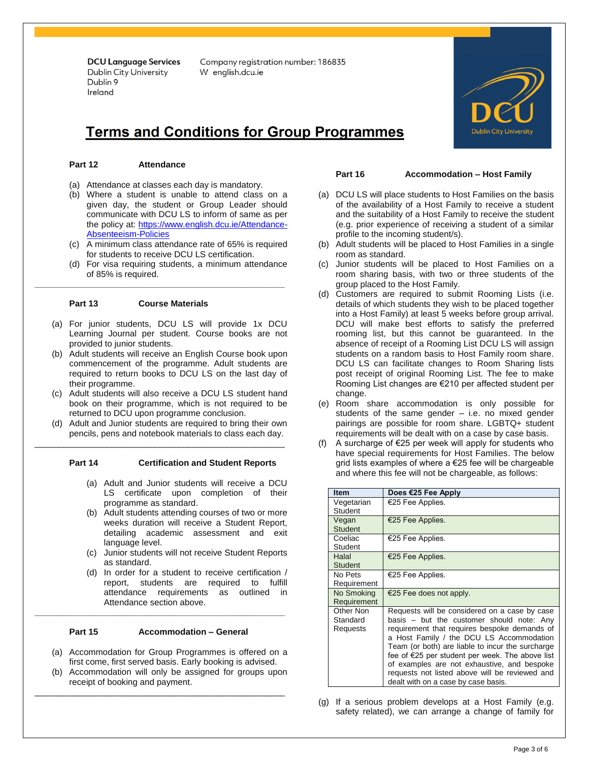DCU Language Services
Dublin City University
Dublin 9
Ireland

Company registration number: 186835
W english.dcu.ie

# Terms and Conditions for Group Programmes

## Part 12 Attendance

(a) Attendance at classes each day is mandatory.
(b) Where a student is unable to attend class on a given day, the student or Group Leader should communicate with DCU LS to inform of same as per the policy at: https://www.english.dcu.ie/Attendance-Absenteeism-Policies
(c) A minimum class attendance rate of 65% is required for students to receive DCU LS certification.
(d) For visa requiring students, a minimum attendance of 85% is required.

## Part 13 Course Materials

(a) For junior students, DCU LS will provide 1x DCU Learning Journal per student. Course books are not provided to junior students.
(b) Adult students will receive an English Course book upon commencement of the programme. Adult students are required to return books to DCU LS on the last day of their programme.
(c) Adult students will also receive a DCU LS student hand book on their programme, which is not required to be returned to DCU upon programme conclusion.
(d) Adult and Junior students are required to bring their own pencils, pens and notebook materials to class each day.

## Part 14 Certification and Student Reports

(a) Adult and Junior students will receive a DCU LS certificate upon completion of their programme as standard.
(b) Adult students attending courses of two or more weeks duration will receive a Student Report, detailing academic assessment and exit language level.
(c) Junior students will not receive Student Reports as standard.
(d) In order for a student to receive certification / report, students are required to fulfill attendance requirements as outlined in Attendance section above.

## Part 15 Accommodation – General

(a) Accommodation for Group Programmes is offered on a first come, first served basis. Early booking is advised.
(b) Accommodation will only be assigned for groups upon receipt of booking and payment.

## Part 16 Accommodation – Host Family

(a) DCU LS will place students to Host Families on the basis of the availability of a Host Family to receive a student and the suitability of a Host Family to receive the student (e.g. prior experience of receiving a student of a similar profile to the incoming student/s).
(b) Adult students will be placed to Host Families in a single room as standard.
(c) Junior students will be placed to Host Families on a room sharing basis, with two or three students of the group placed to the Host Family.
(d) Customers are required to submit Rooming Lists (i.e. details of which students they wish to be placed together into a Host Family) at least 5 weeks before group arrival. DCU will make best efforts to satisfy the preferred rooming list, but this cannot be guaranteed. In the absence of receipt of a Rooming List DCU LS will assign students on a random basis to Host Family room share. DCU LS can facilitate changes to Room Sharing lists post receipt of original Rooming List. The fee to make Rooming List changes are €210 per affected student per change.
(e) Room share accommodation is only possible for students of the same gender – i.e. no mixed gender pairings are possible for room share. LGBTQ+ student requirements will be dealt with on a case by case basis.
(f) A surcharge of €25 per week will apply for students who have special requirements for Host Families. The below grid lists examples of where a €25 fee will be chargeable and where this fee will not be chargeable, as follows:

| Item | Does €25 Fee Apply |
|---|---|
| Vegetarian Student | €25 Fee Applies. |
| Vegan Student | €25 Fee Applies. |
| Coeliac Student | €25 Fee Applies. |
| Halal Student | €25 Fee Applies. |
| No Pets Requirement | €25 Fee Applies. |
| No Smoking Requirement | €25 Fee does not apply. |
| Other Non Standard Requests | Requests will be considered on a case by case basis – but the customer should note: Any requirement that requires bespoke demands of a Host Family / the DCU LS Accommodation Team (or both) are liable to incur the surcharge fee of €25 per student per week. The above list of examples are not exhaustive, and bespoke requests not listed above will be reviewed and dealt with on a case by case basis. |

(g) If a serious problem develops at a Host Family (e.g. safety related), we can arrange a change of family for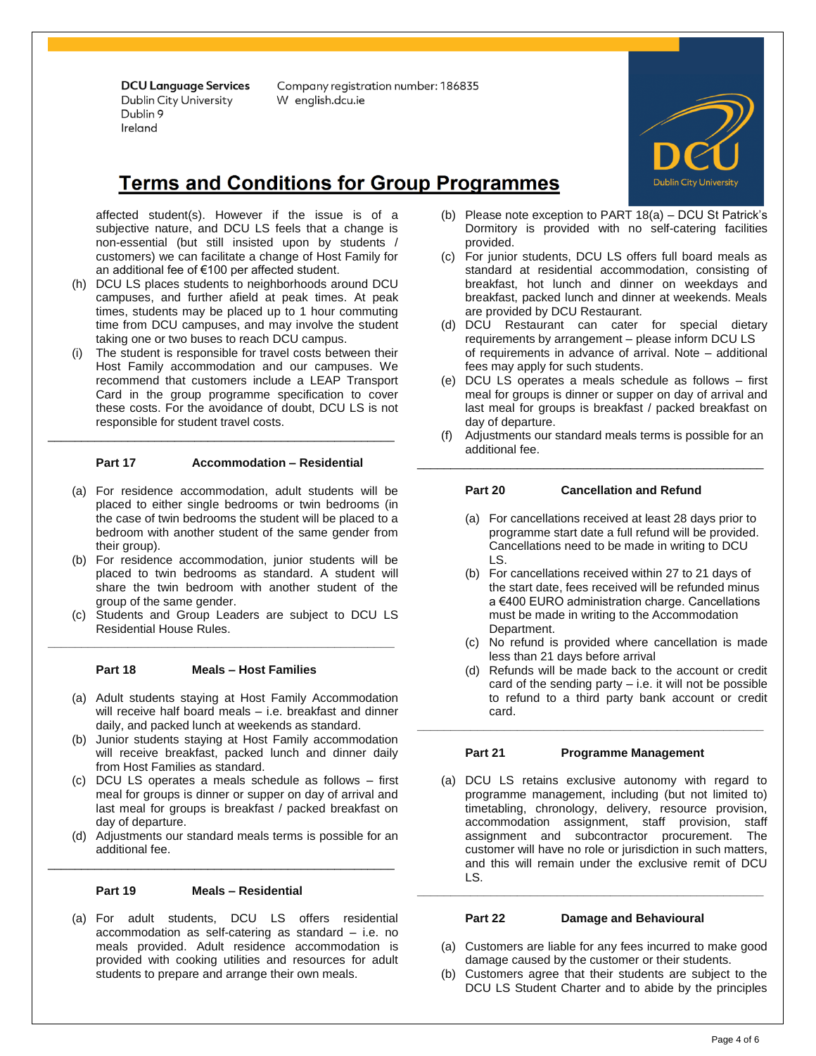DCU Language Services
Dublin City University
Dublin 9
Ireland

Company registration number: 186835
W english.dcu.ie

# Terms and Conditions for Group Programmes

affected student(s). However if the issue is of a subjective nature, and DCU LS feels that a change is non-essential (but still insisted upon by students / customers) we can facilitate a change of Host Family for an additional fee of €100 per affected student.

(h) DCU LS places students to neighborhoods around DCU campuses, and further afield at peak times. At peak times, students may be placed up to 1 hour commuting time from DCU campuses, and may involve the student taking one or two buses to reach DCU campus.

(i) The student is responsible for travel costs between their Host Family accommodation and our campuses. We recommend that customers include a LEAP Transport Card in the group programme specification to cover these costs. For the avoidance of doubt, DCU LS is not responsible for student travel costs.

---

**Part 17 Accommodation – Residential**

(a) For residence accommodation, adult students will be placed to either single bedrooms or twin bedrooms (in the case of twin bedrooms the student will be placed to a bedroom with another student of the same gender from their group).

(b) For residence accommodation, junior students will be placed to twin bedrooms as standard. A student will share the twin bedroom with another student of the group of the same gender.

(c) Students and Group Leaders are subject to DCU LS Residential House Rules.

---

**Part 18 Meals – Host Families**

(a) Adult students staying at Host Family Accommodation will receive half board meals – i.e. breakfast and dinner daily, and packed lunch at weekends as standard.

(b) Junior students staying at Host Family accommodation will receive breakfast, packed lunch and dinner daily from Host Families as standard.

(c) DCU LS operates a meals schedule as follows – first meal for groups is dinner or supper on day of arrival and last meal for groups is breakfast / packed breakfast on day of departure.

(d) Adjustments our standard meals terms is possible for an additional fee.

---

**Part 19 Meals – Residential**

(a) For adult students, DCU LS offers residential accommodation as self-catering as standard – i.e. no meals provided. Adult residence accommodation is provided with cooking utilities and resources for adult students to prepare and arrange their own meals.

(b) Please note exception to PART 18(a) – DCU St Patrick's Dormitory is provided with no self-catering facilities provided.

(c) For junior students, DCU LS offers full board meals as standard at residential accommodation, consisting of breakfast, hot lunch and dinner on weekdays and breakfast, packed lunch and dinner at weekends. Meals are provided by DCU Restaurant.

(d) DCU Restaurant can cater for special dietary requirements by arrangement – please inform DCU LS of requirements in advance of arrival. Note – additional fees may apply for such students.

(e) DCU LS operates a meals schedule as follows – first meal for groups is dinner or supper on day of arrival and last meal for groups is breakfast / packed breakfast on day of departure.

(f) Adjustments our standard meals terms is possible for an additional fee.

---

**Part 20 Cancellation and Refund**

(a) For cancellations received at least 28 days prior to programme start date a full refund will be provided. Cancellations need to be made in writing to DCU LS.

(b) For cancellations received within 27 to 21 days of the start date, fees received will be refunded minus a €400 EURO administration charge. Cancellations must be made in writing to the Accommodation Department.

(c) No refund is provided where cancellation is made less than 21 days before arrival

(d) Refunds will be made back to the account or credit card of the sending party – i.e. it will not be possible to refund to a third party bank account or credit card.

---

**Part 21 Programme Management**

(a) DCU LS retains exclusive autonomy with regard to programme management, including (but not limited to) timetabling, chronology, delivery, resource provision, accommodation assignment, staff provision, staff assignment and subcontractor procurement. The customer will have no role or jurisdiction in such matters, and this will remain under the exclusive remit of DCU LS.

---

**Part 22 Damage and Behavioural**

(a) Customers are liable for any fees incurred to make good damage caused by the customer or their students.

(b) Customers agree that their students are subject to the DCU LS Student Charter and to abide by the principles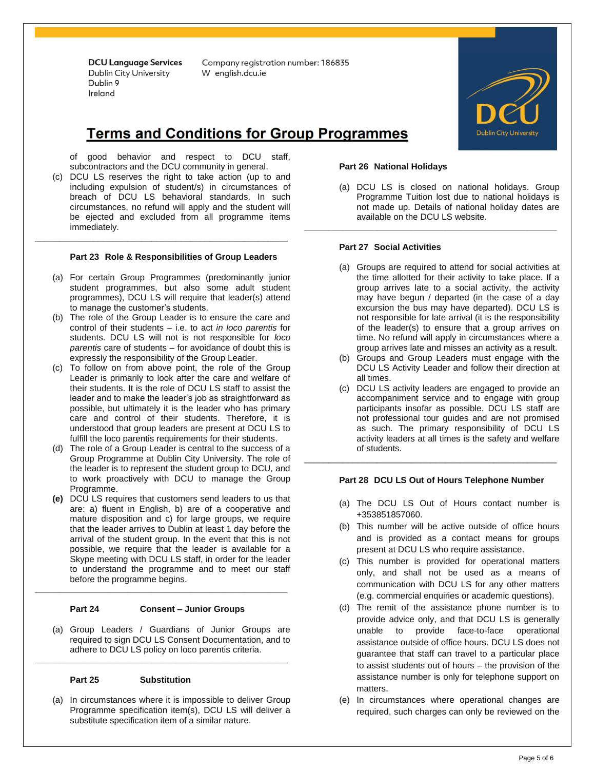DCU Language Services
Dublin City University
Dublin 9
Ireland

Company registration number: 186835
W english.dcu.ie

# Terms and Conditions for Group Programmes

of good behavior and respect to DCU staff, subcontractors and the DCU community in general.

(c) DCU LS reserves the right to take action (up to and including expulsion of student/s) in circumstances of breach of DCU LS behavioral standards. In such circumstances, no refund will apply and the student will be ejected and excluded from all programme items immediately.

---

**Part 23 Role & Responsibilities of Group Leaders**

(a) For certain Group Programmes (predominantly junior student programmes, but also some adult student programmes), DCU LS will require that leader(s) attend to manage the customer's students.

(b) The role of the Group Leader is to ensure the care and control of their students – i.e. to act *in loco parentis* for students. DCU LS will not is not responsible for *loco parentis* care of students – for avoidance of doubt this is expressly the responsibility of the Group Leader.

(c) To follow on from above point, the role of the Group Leader is primarily to look after the care and welfare of their students. It is the role of DCU LS staff to assist the leader and to make the leader's job as straightforward as possible, but ultimately it is the leader who has primary care and control of their students. Therefore, it is understood that group leaders are present at DCU LS to fulfill the loco parentis requirements for their students.

(d) The role of a Group Leader is central to the success of a Group Programme at Dublin City University. The role of the leader is to represent the student group to DCU, and to work proactively with DCU to manage the Group Programme.

**(e)** DCU LS requires that customers send leaders to us that are: a) fluent in English, b) are of a cooperative and mature disposition and c) for large groups, we require that the leader arrives to Dublin at least 1 day before the arrival of the student group. In the event that this is not possible, we require that the leader is available for a Skype meeting with DCU LS staff, in order for the leader to understand the programme and to meet our staff before the programme begins.

---

**Part 24 Consent – Junior Groups**

(a) Group Leaders / Guardians of Junior Groups are required to sign DCU LS Consent Documentation, and to adhere to DCU LS policy on loco parentis criteria.

---

**Part 25 Substitution**

(a) In circumstances where it is impossible to deliver Group Programme specification item(s), DCU LS will deliver a substitute specification item of a similar nature.

**Part 26 National Holidays**

(a) DCU LS is closed on national holidays. Group Programme Tuition lost due to national holidays is not made up. Details of national holiday dates are available on the DCU LS website.

---

**Part 27 Social Activities**

(a) Groups are required to attend for social activities at the time allotted for their activity to take place. If a group arrives late to a social activity, the activity may have begun / departed (in the case of a day excursion the bus may have departed). DCU LS is not responsible for late arrival (it is the responsibility of the leader(s) to ensure that a group arrives on time. No refund will apply in circumstances where a group arrives late and misses an activity as a result.

(b) Groups and Group Leaders must engage with the DCU LS Activity Leader and follow their direction at all times.

(c) DCU LS activity leaders are engaged to provide an accompaniment service and to engage with group participants insofar as possible. DCU LS staff are not professional tour guides and are not promised as such. The primary responsibility of DCU LS activity leaders at all times is the safety and welfare of students.

---

**Part 28 DCU LS Out of Hours Telephone Number**

(a) The DCU LS Out of Hours contact number is +353851857060.

(b) This number will be active outside of office hours and is provided as a contact means for groups present at DCU LS who require assistance.

(c) This number is provided for operational matters only, and shall not be used as a means of communication with DCU LS for any other matters (e.g. commercial enquiries or academic questions).

(d) The remit of the assistance phone number is to provide advice only, and that DCU LS is generally unable to provide face-to-face operational assistance outside of office hours. DCU LS does not guarantee that staff can travel to a particular place to assist students out of hours – the provision of the assistance number is only for telephone support on matters.

(e) In circumstances where operational changes are required, such charges can only be reviewed on the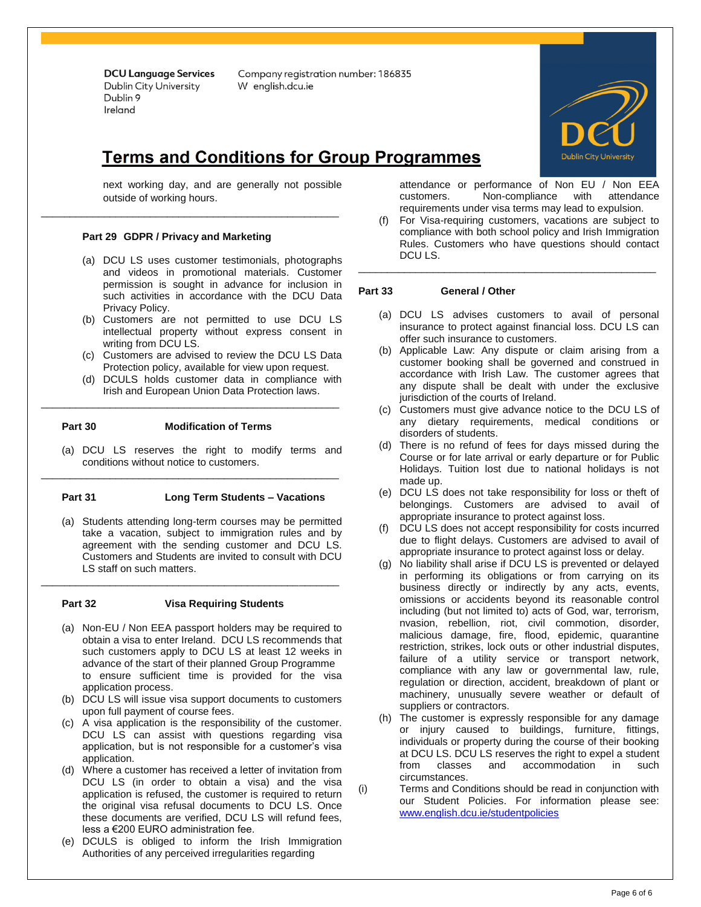DCU Language Services
Dublin City University
Dublin 9
Ireland

Company registration number: 186835
W english.dcu.ie

# Terms and Conditions for Group Programmes

next working day, and are generally not possible outside of working hours.

---

### Part 29 GDPR / Privacy and Marketing

(a) DCU LS uses customer testimonials, photographs and videos in promotional materials. Customer permission is sought in advance for inclusion in such activities in accordance with the DCU Data Privacy Policy.
(b) Customers are not permitted to use DCU LS intellectual property without express consent in writing from DCU LS.
(c) Customers are advised to review the DCU LS Data Protection policy, available for view upon request.
(d) DCULS holds customer data in compliance with Irish and European Union Data Protection laws.

---

### Part 30 Modification of Terms

(a) DCU LS reserves the right to modify terms and conditions without notice to customers.

---

### Part 31 Long Term Students – Vacations

(a) Students attending long-term courses may be permitted take a vacation, subject to immigration rules and by agreement with the sending customer and DCU LS. Customers and Students are invited to consult with DCU LS staff on such matters.

---

### Part 32 Visa Requiring Students

(a) Non-EU / Non EEA passport holders may be required to obtain a visa to enter Ireland. DCU LS recommends that such customers apply to DCU LS at least 12 weeks in advance of the start of their planned Group Programme to ensure sufficient time is provided for the visa application process.
(b) DCU LS will issue visa support documents to customers upon full payment of course fees.
(c) A visa application is the responsibility of the customer. DCU LS can assist with questions regarding visa application, but is not responsible for a customer's visa application.
(d) Where a customer has received a letter of invitation from DCU LS (in order to obtain a visa) and the visa application is refused, the customer is required to return the original visa refusal documents to DCU LS. Once these documents are verified, DCU LS will refund fees, less a €200 EURO administration fee.
(e) DCULS is obliged to inform the Irish Immigration Authorities of any perceived irregularities regarding attendance or performance of Non EU / Non EEA customers. Non-compliance with attendance requirements under visa terms may lead to expulsion.
(f) For Visa-requiring customers, vacations are subject to compliance with both school policy and Irish Immigration Rules. Customers who have questions should contact DCU LS.

---

### Part 33 General / Other

(a) DCU LS advises customers to avail of personal insurance to protect against financial loss. DCU LS can offer such insurance to customers.
(b) Applicable Law: Any dispute or claim arising from a customer booking shall be governed and construed in accordance with Irish Law. The customer agrees that any dispute shall be dealt with under the exclusive jurisdiction of the courts of Ireland.
(c) Customers must give advance notice to the DCU LS of any dietary requirements, medical conditions or disorders of students.
(d) There is no refund of fees for days missed during the Course or for late arrival or early departure or for Public Holidays. Tuition lost due to national holidays is not made up.
(e) DCU LS does not take responsibility for loss or theft of belongings. Customers are advised to avail of appropriate insurance to protect against loss.
(f) DCU LS does not accept responsibility for costs incurred due to flight delays. Customers are advised to avail of appropriate insurance to protect against loss or delay.
(g) No liability shall arise if DCU LS is prevented or delayed in performing its obligations or from carrying on its business directly or indirectly by any acts, events, omissions or accidents beyond its reasonable control including (but not limited to) acts of God, war, terrorism, nvasion, rebellion, riot, civil commotion, disorder, malicious damage, fire, flood, epidemic, quarantine restriction, strikes, lock outs or other industrial disputes, failure of a utility service or transport network, compliance with any law or governmental law, rule, regulation or direction, accident, breakdown of plant or machinery, unusually severe weather or default of suppliers or contractors.
(h) The customer is expressly responsible for any damage or injury caused to buildings, furniture, fittings, individuals or property during the course of their booking at DCU LS. DCU LS reserves the right to expel a student from classes and accommodation in such circumstances.
(i) Terms and Conditions should be read in conjunction with our Student Policies. For information please see: www.english.dcu.ie/studentpolicies